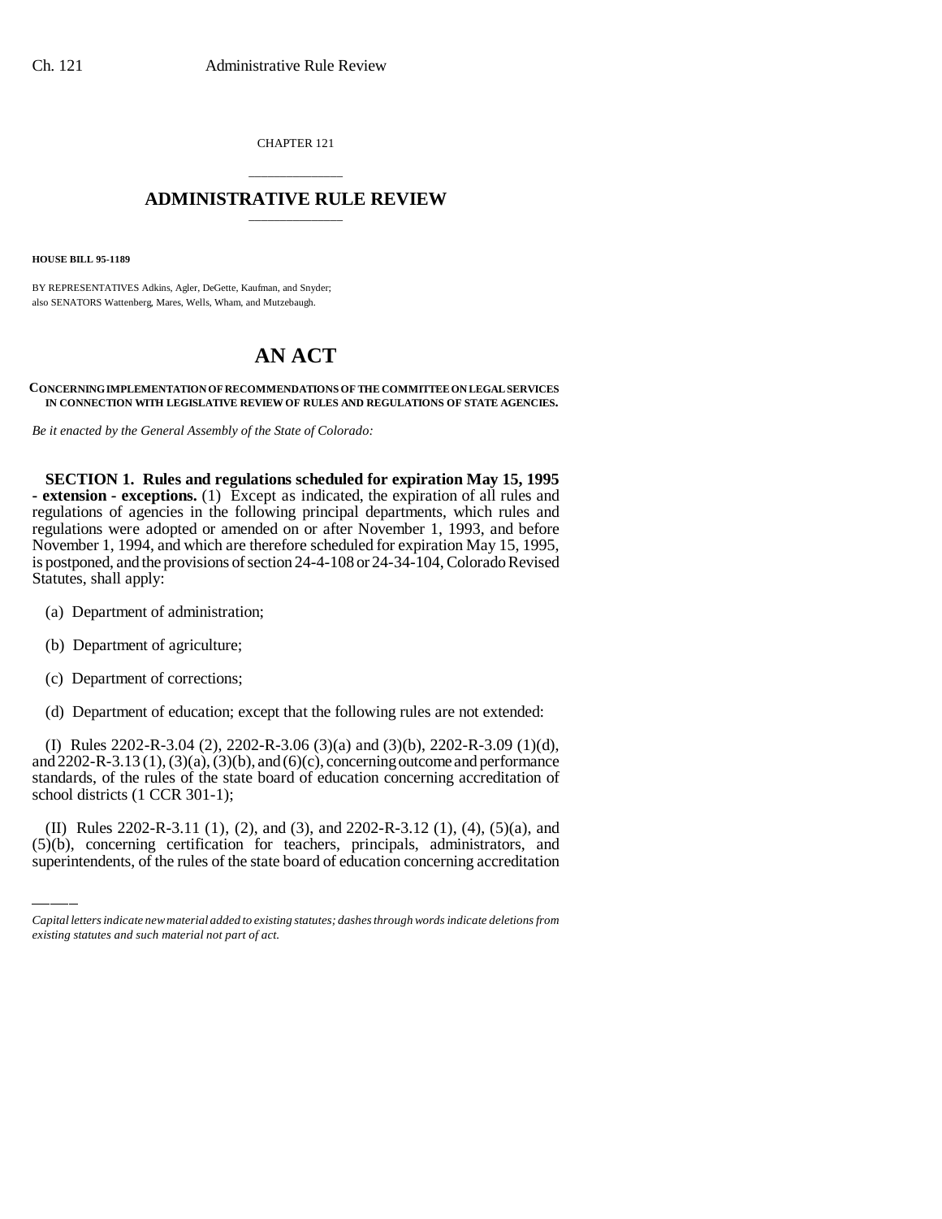CHAPTER 121

## ADMINISTRATIVE RULE REVIEW

**HOUSE BILL 95-1189**

BY REPRESENTATIVES Adkins, Agler, DeGette, Kaufman, and Snyder;
also SENATORS Wattenberg, Mares, Wells, Wham, and Mutzebaugh.

# AN ACT

**CONCERNING IMPLEMENTATION OF RECOMMENDATIONS OF THE COMMITTEE ON LEGAL SERVICES IN CONNECTION WITH LEGISLATIVE REVIEW OF RULES AND REGULATIONS OF STATE AGENCIES.**

*Be it enacted by the General Assembly of the State of Colorado:*

**SECTION 1. Rules and regulations scheduled for expiration May 15, 1995 - extension - exceptions.** (1) Except as indicated, the expiration of all rules and regulations of agencies in the following principal departments, which rules and regulations were adopted or amended on or after November 1, 1993, and before November 1, 1994, and which are therefore scheduled for expiration May 15, 1995, is postponed, and the provisions of section 24-4-108 or 24-34-104, Colorado Revised Statutes, shall apply:

(a) Department of administration;

(b) Department of agriculture;

(c) Department of corrections;

(d) Department of education; except that the following rules are not extended:

(I) Rules 2202-R-3.04 (2), 2202-R-3.06 (3)(a) and (3)(b), 2202-R-3.09 (1)(d), and 2202-R-3.13 (1), (3)(a), (3)(b), and (6)(c), concerning outcome and performance standards, of the rules of the state board of education concerning accreditation of school districts (1 CCR 301-1);

(II) Rules 2202-R-3.11 (1), (2), and (3), and 2202-R-3.12 (1), (4), (5)(a), and (5)(b), concerning certification for teachers, principals, administrators, and superintendents, of the rules of the state board of education concerning accreditation

*Capital letters indicate new material added to existing statutes; dashes through words indicate deletions from existing statutes and such material not part of act.*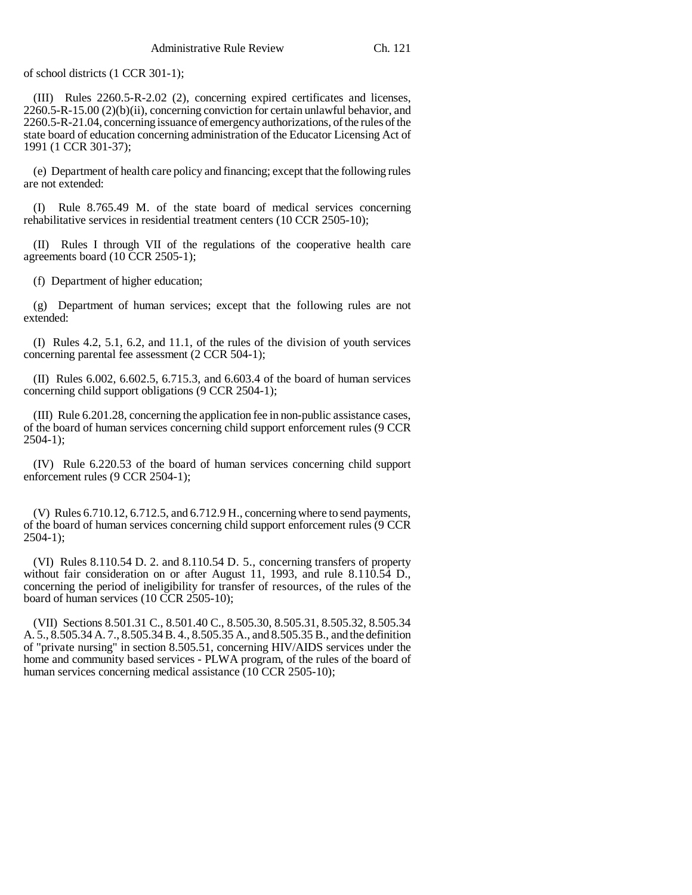of school districts (1 CCR 301-1);

(III) Rules 2260.5-R-2.02 (2), concerning expired certificates and licenses, 2260.5-R-15.00 (2)(b)(ii), concerning conviction for certain unlawful behavior, and 2260.5-R-21.04, concerning issuance of emergency authorizations, of the rules of the state board of education concerning administration of the Educator Licensing Act of 1991 (1 CCR 301-37);

(e) Department of health care policy and financing; except that the following rules are not extended:

(I) Rule 8.765.49 M. of the state board of medical services concerning rehabilitative services in residential treatment centers (10 CCR 2505-10);

(II) Rules I through VII of the regulations of the cooperative health care agreements board (10 CCR 2505-1);

(f) Department of higher education;

(g) Department of human services; except that the following rules are not extended:

(I) Rules 4.2, 5.1, 6.2, and 11.1, of the rules of the division of youth services concerning parental fee assessment (2 CCR 504-1);

(II) Rules 6.002, 6.602.5, 6.715.3, and 6.603.4 of the board of human services concerning child support obligations (9 CCR 2504-1);

(III) Rule 6.201.28, concerning the application fee in non-public assistance cases, of the board of human services concerning child support enforcement rules (9 CCR 2504-1);

(IV) Rule 6.220.53 of the board of human services concerning child support enforcement rules (9 CCR 2504-1);

(V) Rules 6.710.12, 6.712.5, and 6.712.9 H., concerning where to send payments, of the board of human services concerning child support enforcement rules (9 CCR 2504-1);

(VI) Rules 8.110.54 D. 2. and 8.110.54 D. 5., concerning transfers of property without fair consideration on or after August 11, 1993, and rule 8.110.54 D., concerning the period of ineligibility for transfer of resources, of the rules of the board of human services (10 CCR 2505-10);

(VII) Sections 8.501.31 C., 8.501.40 C., 8.505.30, 8.505.31, 8.505.32, 8.505.34 A. 5., 8.505.34 A. 7., 8.505.34 B. 4., 8.505.35 A., and 8.505.35 B., and the definition of "private nursing" in section 8.505.51, concerning HIV/AIDS services under the home and community based services - PLWA program, of the rules of the board of human services concerning medical assistance (10 CCR 2505-10);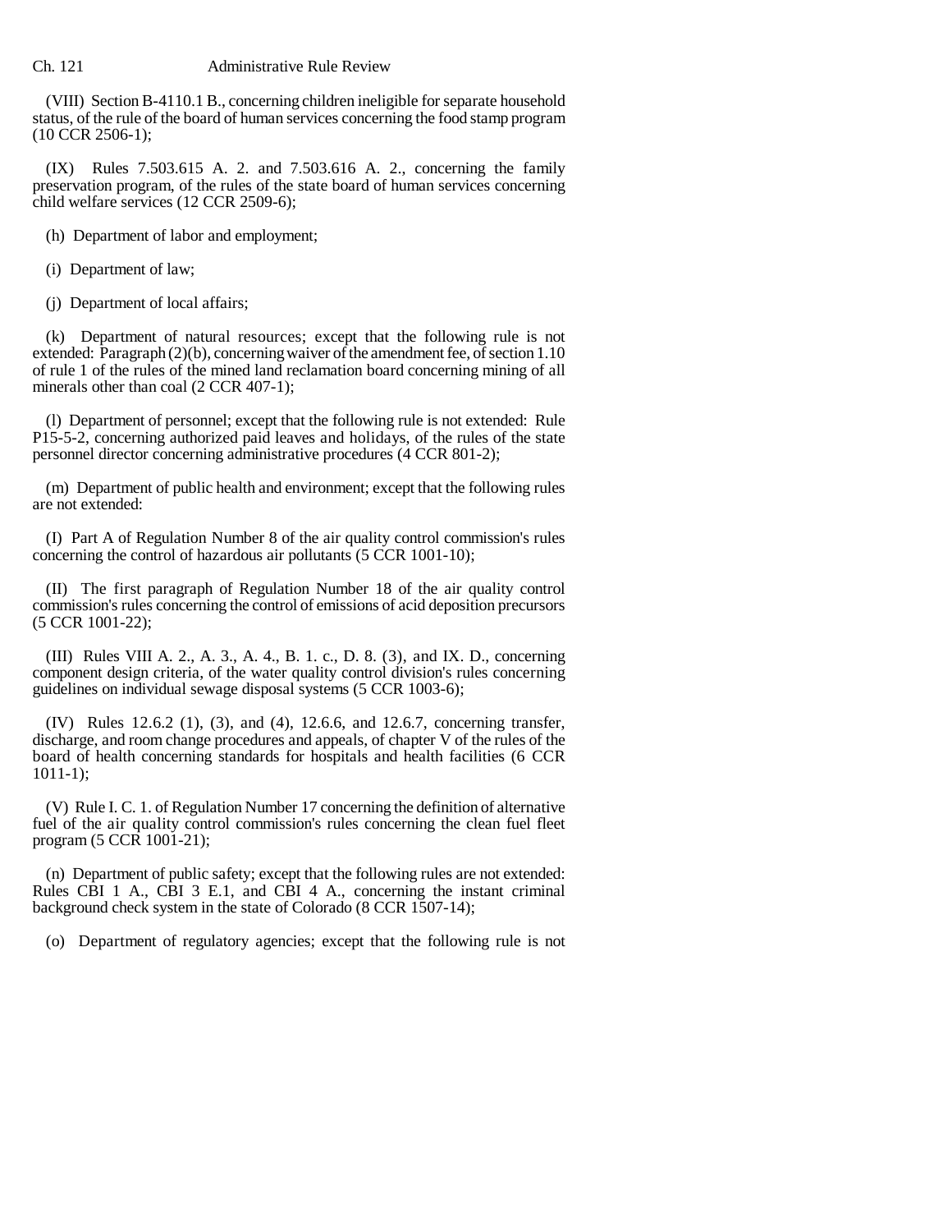(VIII) Section B-4110.1 B., concerning children ineligible for separate household status, of the rule of the board of human services concerning the food stamp program (10 CCR 2506-1);

(IX) Rules 7.503.615 A. 2. and 7.503.616 A. 2., concerning the family preservation program, of the rules of the state board of human services concerning child welfare services (12 CCR 2509-6);

(h) Department of labor and employment;

(i) Department of law;

(j) Department of local affairs;

(k) Department of natural resources; except that the following rule is not extended: Paragraph (2)(b), concerning waiver of the amendment fee, of section 1.10 of rule 1 of the rules of the mined land reclamation board concerning mining of all minerals other than coal (2 CCR 407-1);

(l) Department of personnel; except that the following rule is not extended: Rule P15-5-2, concerning authorized paid leaves and holidays, of the rules of the state personnel director concerning administrative procedures (4 CCR 801-2);

(m) Department of public health and environment; except that the following rules are not extended:

(I) Part A of Regulation Number 8 of the air quality control commission's rules concerning the control of hazardous air pollutants (5 CCR 1001-10);

(II) The first paragraph of Regulation Number 18 of the air quality control commission's rules concerning the control of emissions of acid deposition precursors (5 CCR 1001-22);

(III) Rules VIII A. 2., A. 3., A. 4., B. 1. c., D. 8. (3), and IX. D., concerning component design criteria, of the water quality control division's rules concerning guidelines on individual sewage disposal systems (5 CCR 1003-6);

(IV) Rules 12.6.2 (1), (3), and (4), 12.6.6, and 12.6.7, concerning transfer, discharge, and room change procedures and appeals, of chapter V of the rules of the board of health concerning standards for hospitals and health facilities (6 CCR 1011-1);

(V) Rule I. C. 1. of Regulation Number 17 concerning the definition of alternative fuel of the air quality control commission's rules concerning the clean fuel fleet program (5 CCR 1001-21);

(n) Department of public safety; except that the following rules are not extended: Rules CBI 1 A., CBI 3 E.1, and CBI 4 A., concerning the instant criminal background check system in the state of Colorado (8 CCR 1507-14);

(o) Department of regulatory agencies; except that the following rule is not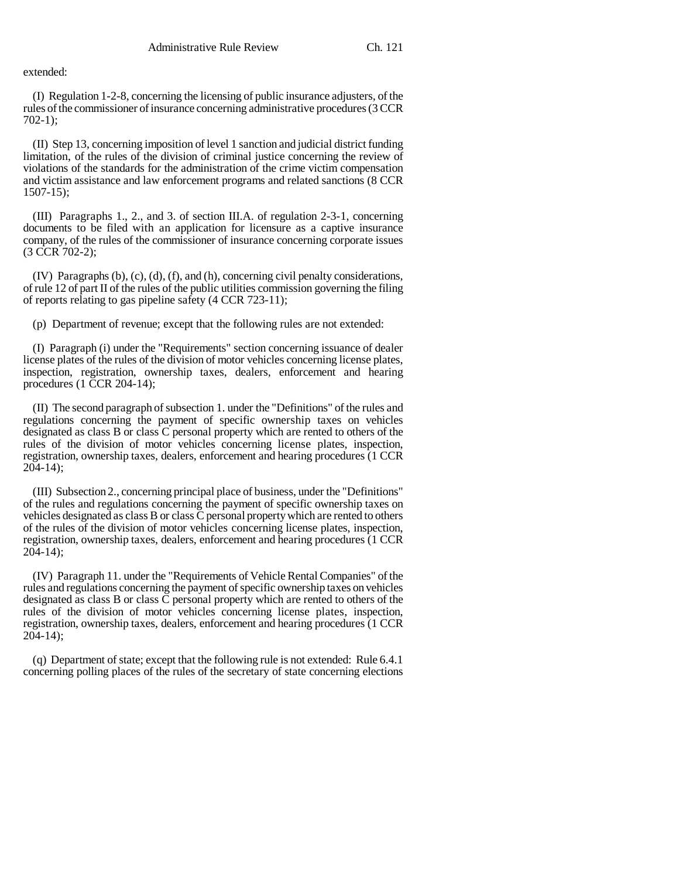extended:

(I) Regulation 1-2-8, concerning the licensing of public insurance adjusters, of the rules of the commissioner of insurance concerning administrative procedures (3 CCR 702-1);

(II) Step 13, concerning imposition of level 1 sanction and judicial district funding limitation, of the rules of the division of criminal justice concerning the review of violations of the standards for the administration of the crime victim compensation and victim assistance and law enforcement programs and related sanctions (8 CCR 1507-15);

(III) Paragraphs 1., 2., and 3. of section III.A. of regulation 2-3-1, concerning documents to be filed with an application for licensure as a captive insurance company, of the rules of the commissioner of insurance concerning corporate issues (3 CCR 702-2);

(IV) Paragraphs (b), (c), (d), (f), and (h), concerning civil penalty considerations, of rule 12 of part II of the rules of the public utilities commission governing the filing of reports relating to gas pipeline safety (4 CCR 723-11);

(p) Department of revenue; except that the following rules are not extended:

(I) Paragraph (i) under the "Requirements" section concerning issuance of dealer license plates of the rules of the division of motor vehicles concerning license plates, inspection, registration, ownership taxes, dealers, enforcement and hearing procedures (1 CCR 204-14);

(II) The second paragraph of subsection 1. under the "Definitions" of the rules and regulations concerning the payment of specific ownership taxes on vehicles designated as class B or class C personal property which are rented to others of the rules of the division of motor vehicles concerning license plates, inspection, registration, ownership taxes, dealers, enforcement and hearing procedures (1 CCR 204-14);

(III) Subsection 2., concerning principal place of business, under the "Definitions" of the rules and regulations concerning the payment of specific ownership taxes on vehicles designated as class B or class C personal property which are rented to others of the rules of the division of motor vehicles concerning license plates, inspection, registration, ownership taxes, dealers, enforcement and hearing procedures (1 CCR 204-14);

(IV) Paragraph 11. under the "Requirements of Vehicle Rental Companies" of the rules and regulations concerning the payment of specific ownership taxes on vehicles designated as class B or class C personal property which are rented to others of the rules of the division of motor vehicles concerning license plates, inspection, registration, ownership taxes, dealers, enforcement and hearing procedures (1 CCR 204-14);

(q) Department of state; except that the following rule is not extended: Rule 6.4.1 concerning polling places of the rules of the secretary of state concerning elections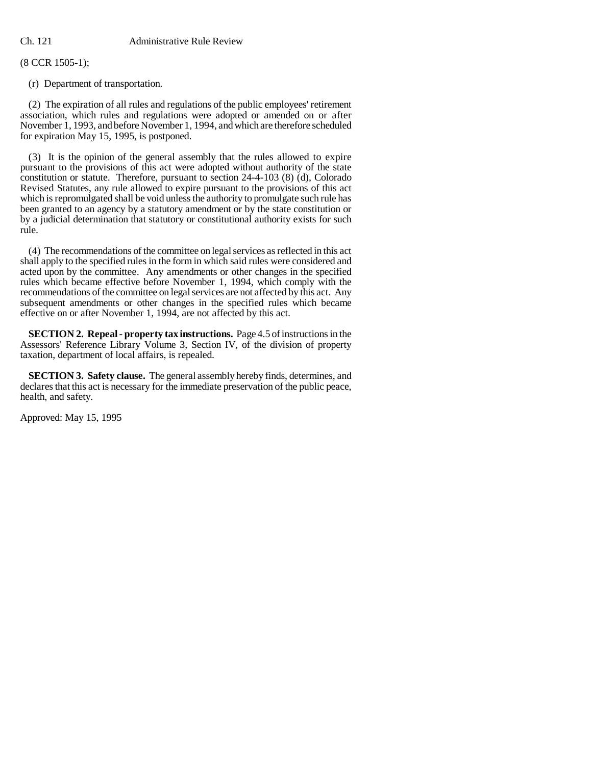(8 CCR 1505-1);

(r) Department of transportation.

(2) The expiration of all rules and regulations of the public employees' retirement association, which rules and regulations were adopted or amended on or after November 1, 1993, and before November 1, 1994, and which are therefore scheduled for expiration May 15, 1995, is postponed.

(3) It is the opinion of the general assembly that the rules allowed to expire pursuant to the provisions of this act were adopted without authority of the state constitution or statute. Therefore, pursuant to section 24-4-103 (8) (d), Colorado Revised Statutes, any rule allowed to expire pursuant to the provisions of this act which is repromulgated shall be void unless the authority to promulgate such rule has been granted to an agency by a statutory amendment or by the state constitution or by a judicial determination that statutory or constitutional authority exists for such rule.

(4) The recommendations of the committee on legal services as reflected in this act shall apply to the specified rules in the form in which said rules were considered and acted upon by the committee. Any amendments or other changes in the specified rules which became effective before November 1, 1994, which comply with the recommendations of the committee on legal services are not affected by this act. Any subsequent amendments or other changes in the specified rules which became effective on or after November 1, 1994, are not affected by this act.

**SECTION 2. Repeal - property tax instructions.** Page 4.5 of instructions in the Assessors' Reference Library Volume 3, Section IV, of the division of property taxation, department of local affairs, is repealed.

**SECTION 3. Safety clause.** The general assembly hereby finds, determines, and declares that this act is necessary for the immediate preservation of the public peace, health, and safety.

Approved: May 15, 1995